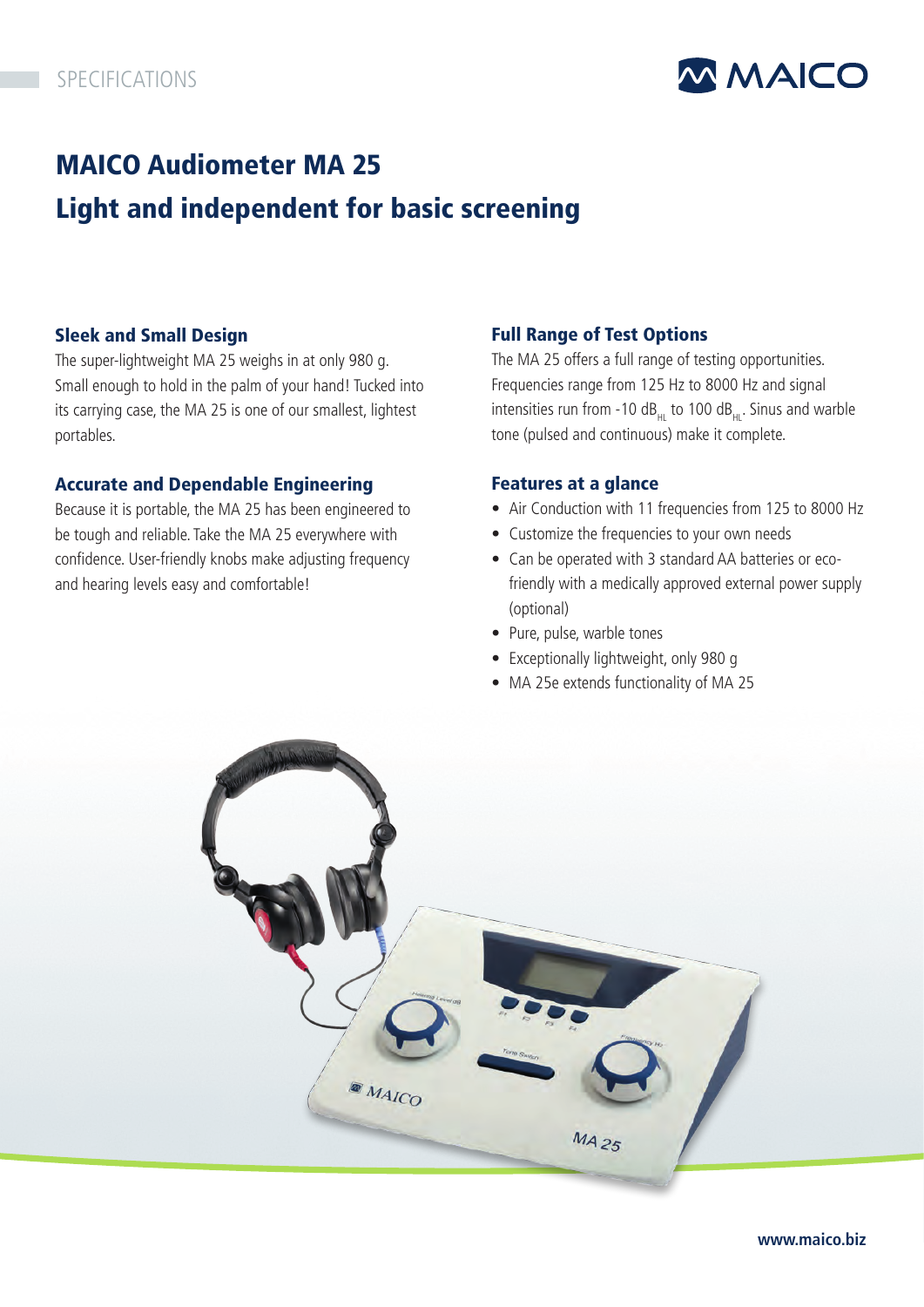SPECIFICATIONS

# MAICO Audiometer MA 25
## Light and independent for basic screening

### Sleek and Small Design

The super-lightweight MA 25 weighs in at only 980 g. Small enough to hold in the palm of your hand! Tucked into its carrying case, the MA 25 is one of our smallest, lightest portables.

### Accurate and Dependable Engineering

Because it is portable, the MA 25 has been engineered to be tough and reliable. Take the MA 25 everywhere with confidence. User-friendly knobs make adjusting frequency and hearing levels easy and comfortable!

### Full Range of Test Options

The MA 25 offers a full range of testing opportunities. Frequencies range from 125 Hz to 8000 Hz and signal intensities run from -10 $dB_{HL}$ to 100 $dB_{HL}$. Sinus and warble tone (pulsed and continuous) make it complete.

### Features at a glance

- Air Conduction with 11 frequencies from 125 to 8000 Hz
- Customize the frequencies to your own needs
- Can be operated with 3 standard AA batteries or eco-friendly with a medically approved external power supply (optional)
- Pure, pulse, warble tones
- Exceptionally lightweight, only 980 g
- MA 25e extends functionality of MA 25

www.maico.biz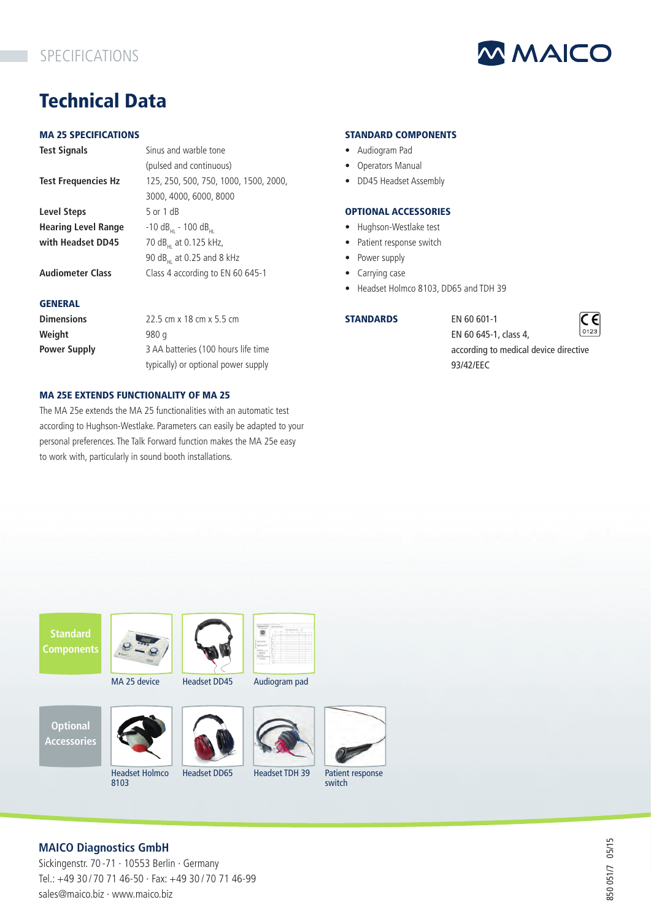# Technical Data

## MA 25 SPECIFICATIONS

| | |
|---|---|
| **Test Signals** | Sinus and warble tone (pulsed and continuous) |
| **Test Frequencies Hz** | 125, 250, 500, 750, 1000, 1500, 2000, 3000, 4000, 6000, 8000 |
| **Level Steps** | 5 or 1 dB |
| **Hearing Level Range with Headset DD45** | -10 $dB_{HL}$ - 100 $dB_{HL}$<br>70 $dB_{HL}$ at 0.125 kHz,<br>90 $dB_{HL}$ at 0.25 and 8 kHz |
| **Audiometer Class** | Class 4 according to EN 60 645-1 |

## GENERAL

| | |
|---|---|
| **Dimensions** | 22.5 cm x 18 cm x 5.5 cm |
| **Weight** | 980 g |
| **Power Supply** | 3 AA batteries (100 hours life time typically) or optional power supply |

## MA 25E EXTENDS FUNCTIONALITY OF MA 25

The MA 25e extends the MA 25 functionalities with an automatic test according to Hughson-Westlake. Parameters can easily be adapted to your personal preferences. The Talk Forward function makes the MA 25e easy to work with, particularly in sound booth installations.

## STANDARD COMPONENTS

- Audiogram Pad
- Operators Manual
- DD45 Headset Assembly

## OPTIONAL ACCESSORIES

- Hughson-Westlake test
- Patient response switch
- Power supply
- Carrying case
- Headset Holmco 8103, DD65 and TDH 39

## STANDARDS

EN 60 601-1
EN 60 645-1, class 4,
according to medical device directive 93/42/EEC

CE 0123

**Standard Components**

MA 25 device

Headset DD45

Audiogram pad

**Optional Accessories**

Headset Holmco 8103

Headset DD65

Headset TDH 39

Patient response switch

**MAICO Diagnostics GmbH**
Sickingenstr. 70-71 · 10553 Berlin · Germany
Tel.: +49 30/70 71 46-50 · Fax: +49 30/70 71 46-99
sales@maico.biz · www.maico.biz

850 051/7 05/15